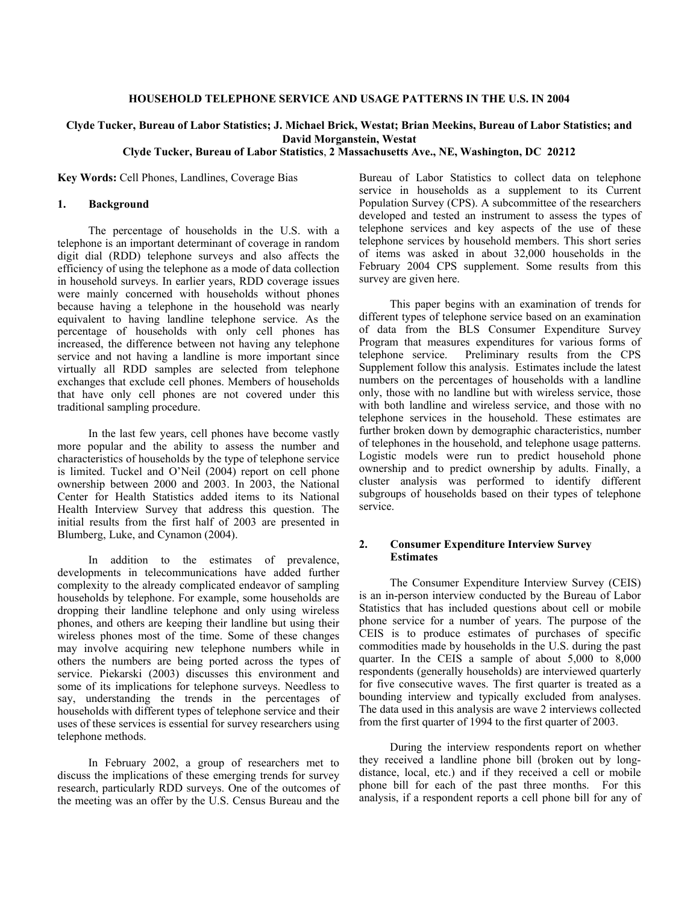# HOUSEHOLD TELEPHONE SERVICE AND USAGE PATTERNS IN THE U.S. IN 2004

**Clyde Tucker, Bureau of Labor Statistics; J. Michael Brick, Westat; Brian Meekins, Bureau of Labor Statistics; and David Morganstein, Westat**

**Clyde Tucker, Bureau of Labor Statistics, 2 Massachusetts Ave., NE, Washington, DC 20212**

**Key Words:** Cell Phones, Landlines, Coverage Bias

## 1. Background

The percentage of households in the U.S. with a telephone is an important determinant of coverage in random digit dial (RDD) telephone surveys and also affects the efficiency of using the telephone as a mode of data collection in household surveys. In earlier years, RDD coverage issues were mainly concerned with households without phones because having a telephone in the household was nearly equivalent to having landline telephone service. As the percentage of households with only cell phones has increased, the difference between not having any telephone service and not having a landline is more important since virtually all RDD samples are selected from telephone exchanges that exclude cell phones. Members of households that have only cell phones are not covered under this traditional sampling procedure.

In the last few years, cell phones have become vastly more popular and the ability to assess the number and characteristics of households by the type of telephone service is limited. Tuckel and O'Neil (2004) report on cell phone ownership between 2000 and 2003. In 2003, the National Center for Health Statistics added items to its National Health Interview Survey that address this question. The initial results from the first half of 2003 are presented in Blumberg, Luke, and Cynamon (2004).

In addition to the estimates of prevalence, developments in telecommunications have added further complexity to the already complicated endeavor of sampling households by telephone. For example, some households are dropping their landline telephone and only using wireless phones, and others are keeping their landline but using their wireless phones most of the time. Some of these changes may involve acquiring new telephone numbers while in others the numbers are being ported across the types of service. Piekarski (2003) discusses this environment and some of its implications for telephone surveys. Needless to say, understanding the trends in the percentages of households with different types of telephone service and their uses of these services is essential for survey researchers using telephone methods.

In February 2002, a group of researchers met to discuss the implications of these emerging trends for survey research, particularly RDD surveys. One of the outcomes of the meeting was an offer by the U.S. Census Bureau and the Bureau of Labor Statistics to collect data on telephone service in households as a supplement to its Current Population Survey (CPS). A subcommittee of the researchers developed and tested an instrument to assess the types of telephone services and key aspects of the use of these telephone services by household members. This short series of items was asked in about 32,000 households in the February 2004 CPS supplement. Some results from this survey are given here.

This paper begins with an examination of trends for different types of telephone service based on an examination of data from the BLS Consumer Expenditure Survey Program that measures expenditures for various forms of telephone service. Preliminary results from the CPS Supplement follow this analysis. Estimates include the latest numbers on the percentages of households with a landline only, those with no landline but with wireless service, those with both landline and wireless service, and those with no telephone services in the household. These estimates are further broken down by demographic characteristics, number of telephones in the household, and telephone usage patterns. Logistic models were run to predict household phone ownership and to predict ownership by adults. Finally, a cluster analysis was performed to identify different subgroups of households based on their types of telephone service.

## 2. Consumer Expenditure Interview Survey Estimates

The Consumer Expenditure Interview Survey (CEIS) is an in-person interview conducted by the Bureau of Labor Statistics that has included questions about cell or mobile phone service for a number of years. The purpose of the CEIS is to produce estimates of purchases of specific commodities made by households in the U.S. during the past quarter. In the CEIS a sample of about 5,000 to 8,000 respondents (generally households) are interviewed quarterly for five consecutive waves. The first quarter is treated as a bounding interview and typically excluded from analyses. The data used in this analysis are wave 2 interviews collected from the first quarter of 1994 to the first quarter of 2003.

During the interview respondents report on whether they received a landline phone bill (broken out by long-distance, local, etc.) and if they received a cell or mobile phone bill for each of the past three months. For this analysis, if a respondent reports a cell phone bill for any of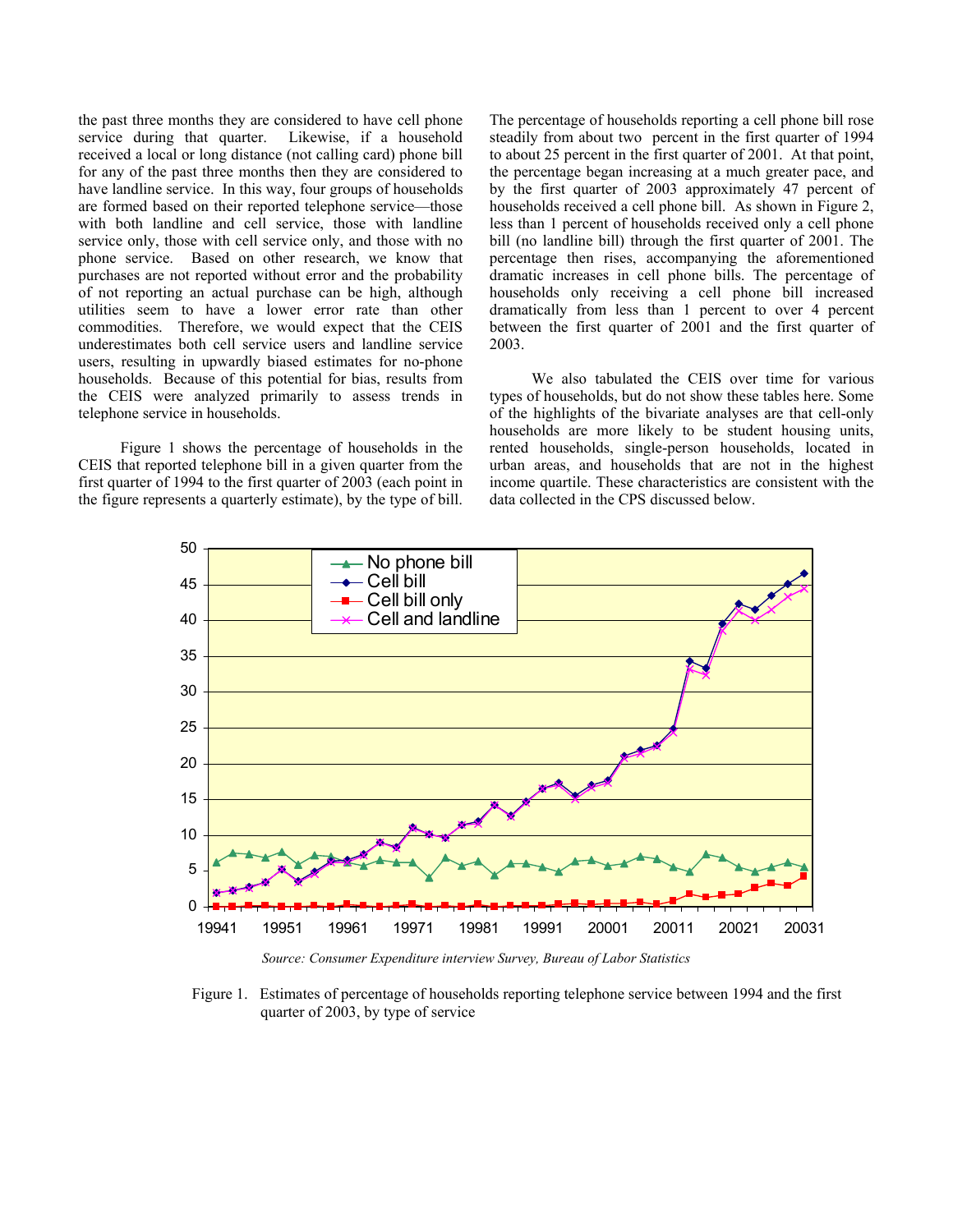the past three months they are considered to have cell phone service during that quarter. Likewise, if a household received a local or long distance (not calling card) phone bill for any of the past three months then they are considered to have landline service. In this way, four groups of households are formed based on their reported telephone service—those with both landline and cell service, those with landline service only, those with cell service only, and those with no phone service. Based on other research, we know that purchases are not reported without error and the probability of not reporting an actual purchase can be high, although utilities seem to have a lower error rate than other commodities. Therefore, we would expect that the CEIS underestimates both cell service users and landline service users, resulting in upwardly biased estimates for no-phone households. Because of this potential for bias, results from the CEIS were analyzed primarily to assess trends in telephone service in households.

Figure 1 shows the percentage of households in the CEIS that reported telephone bill in a given quarter from the first quarter of 1994 to the first quarter of 2003 (each point in the figure represents a quarterly estimate), by the type of bill. The percentage of households reporting a cell phone bill rose steadily from about two percent in the first quarter of 1994 to about 25 percent in the first quarter of 2001. At that point, the percentage began increasing at a much greater pace, and by the first quarter of 2003 approximately 47 percent of households received a cell phone bill. As shown in Figure 2, less than 1 percent of households received only a cell phone bill (no landline bill) through the first quarter of 2001. The percentage then rises, accompanying the aforementioned dramatic increases in cell phone bills. The percentage of households only receiving a cell phone bill increased dramatically from less than 1 percent to over 4 percent between the first quarter of 2001 and the first quarter of 2003.

We also tabulated the CEIS over time for various types of households, but do not show these tables here. Some of the highlights of the bivariate analyses are that cell-only households are more likely to be student housing units, rented households, single-person households, located in urban areas, and households that are not in the highest income quartile. These characteristics are consistent with the data collected in the CPS discussed below.

*Source: Consumer Expenditure interview Survey, Bureau of Labor Statistics*

Figure 1. Estimates of percentage of households reporting telephone service between 1994 and the first quarter of 2003, by type of service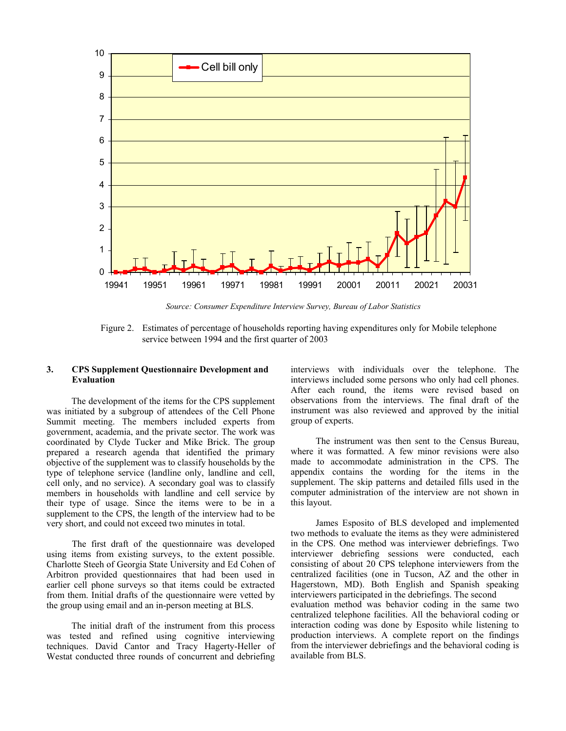Source: Consumer Expenditure Interview Survey, Bureau of Labor Statistics

Figure 2. Estimates of percentage of households reporting having expenditures only for Mobile telephone service between 1994 and the first quarter of 2003

## 3. CPS Supplement Questionnaire Development and Evaluation

The development of the items for the CPS supplement was initiated by a subgroup of attendees of the Cell Phone Summit meeting. The members included experts from government, academia, and the private sector. The work was coordinated by Clyde Tucker and Mike Brick. The group prepared a research agenda that identified the primary objective of the supplement was to classify households by the type of telephone service (landline only, landline and cell, cell only, and no service). A secondary goal was to classify members in households with landline and cell service by their type of usage. Since the items were to be in a supplement to the CPS, the length of the interview had to be very short, and could not exceed two minutes in total.

The first draft of the questionnaire was developed using items from existing surveys, to the extent possible. Charlotte Steeh of Georgia State University and Ed Cohen of Arbitron provided questionnaires that had been used in earlier cell phone surveys so that items could be extracted from them. Initial drafts of the questionnaire were vetted by the group using email and an in-person meeting at BLS.

The initial draft of the instrument from this process was tested and refined using cognitive interviewing techniques. David Cantor and Tracy Hagerty-Heller of Westat conducted three rounds of concurrent and debriefing interviews with individuals over the telephone. The interviews included some persons who only had cell phones. After each round, the items were revised based on observations from the interviews. The final draft of the instrument was also reviewed and approved by the initial group of experts.

The instrument was then sent to the Census Bureau, where it was formatted. A few minor revisions were also made to accommodate administration in the CPS. The appendix contains the wording for the items in the supplement. The skip patterns and detailed fills used in the computer administration of the interview are not shown in this layout.

James Esposito of BLS developed and implemented two methods to evaluate the items as they were administered in the CPS. One method was interviewer debriefings. Two interviewer debriefing sessions were conducted, each consisting of about 20 CPS telephone interviewers from the centralized facilities (one in Tucson, AZ and the other in Hagerstown, MD). Both English and Spanish speaking interviewers participated in the debriefings. The second evaluation method was behavior coding in the same two centralized telephone facilities. All the behavioral coding or interaction coding was done by Esposito while listening to production interviews. A complete report on the findings from the interviewer debriefings and the behavioral coding is available from BLS.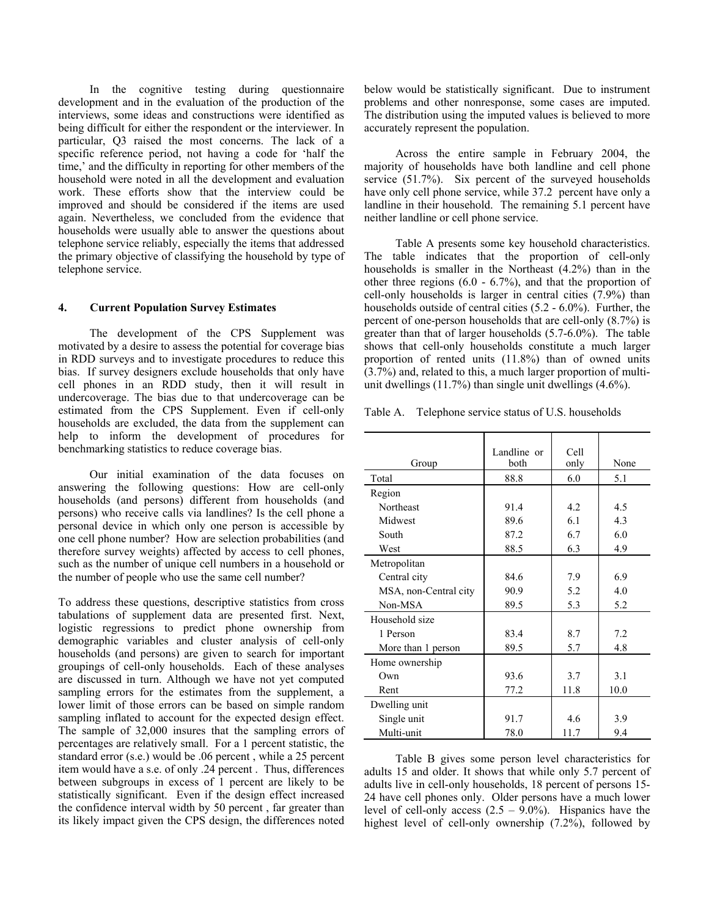In the cognitive testing during questionnaire development and in the evaluation of the production of the interviews, some ideas and constructions were identified as being difficult for either the respondent or the interviewer. In particular, Q3 raised the most concerns. The lack of a specific reference period, not having a code for 'half the time,' and the difficulty in reporting for other members of the household were noted in all the development and evaluation work. These efforts show that the interview could be improved and should be considered if the items are used again. Nevertheless, we concluded from the evidence that households were usually able to answer the questions about telephone service reliably, especially the items that addressed the primary objective of classifying the household by type of telephone service.

## 4. Current Population Survey Estimates

The development of the CPS Supplement was motivated by a desire to assess the potential for coverage bias in RDD surveys and to investigate procedures to reduce this bias. If survey designers exclude households that only have cell phones in an RDD study, then it will result in undercoverage. The bias due to that undercoverage can be estimated from the CPS Supplement. Even if cell-only households are excluded, the data from the supplement can help to inform the development of procedures for benchmarking statistics to reduce coverage bias.

Our initial examination of the data focuses on answering the following questions: How are cell-only households (and persons) different from households (and persons) who receive calls via landlines? Is the cell phone a personal device in which only one person is accessible by one cell phone number? How are selection probabilities (and therefore survey weights) affected by access to cell phones, such as the number of unique cell numbers in a household or the number of people who use the same cell number?

To address these questions, descriptive statistics from cross tabulations of supplement data are presented first. Next, logistic regressions to predict phone ownership from demographic variables and cluster analysis of cell-only households (and persons) are given to search for important groupings of cell-only households. Each of these analyses are discussed in turn. Although we have not yet computed sampling errors for the estimates from the supplement, a lower limit of those errors can be based on simple random sampling inflated to account for the expected design effect. The sample of 32,000 insures that the sampling errors of percentages are relatively small. For a 1 percent statistic, the standard error (s.e.) would be .06 percent , while a 25 percent item would have a s.e. of only .24 percent . Thus, differences between subgroups in excess of 1 percent are likely to be statistically significant. Even if the design effect increased the confidence interval width by 50 percent , far greater than its likely impact given the CPS design, the differences noted below would be statistically significant. Due to instrument problems and other nonresponse, some cases are imputed. The distribution using the imputed values is believed to more accurately represent the population.

Across the entire sample in February 2004, the majority of households have both landline and cell phone service (51.7%). Six percent of the surveyed households have only cell phone service, while 37.2 percent have only a landline in their household. The remaining 5.1 percent have neither landline or cell phone service.

Table A presents some key household characteristics. The table indicates that the proportion of cell-only households is smaller in the Northeast (4.2%) than in the other three regions (6.0 - 6.7%), and that the proportion of cell-only households is larger in central cities (7.9%) than households outside of central cities (5.2 - 6.0%). Further, the percent of one-person households that are cell-only (8.7%) is greater than that of larger households (5.7-6.0%). The table shows that cell-only households constitute a much larger proportion of rented units (11.8%) than of owned units (3.7%) and, related to this, a much larger proportion of multi-unit dwellings (11.7%) than single unit dwellings (4.6%).

Table A. Telephone service status of U.S. households

| Group | Landline or both | Cell only | None |
|---|---|---|---|
| Total | 88.8 | 6.0 | 5.1 |
| Region | | | |
| Northeast | 91.4 | 4.2 | 4.5 |
| Midwest | 89.6 | 6.1 | 4.3 |
| South | 87.2 | 6.7 | 6.0 |
| West | 88.5 | 6.3 | 4.9 |
| Metropolitan | | | |
| Central city | 84.6 | 7.9 | 6.9 |
| MSA, non-Central city | 90.9 | 5.2 | 4.0 |
| Non-MSA | 89.5 | 5.3 | 5.2 |
| Household size | | | |
| 1 Person | 83.4 | 8.7 | 7.2 |
| More than 1 person | 89.5 | 5.7 | 4.8 |
| Home ownership | | | |
| Own | 93.6 | 3.7 | 3.1 |
| Rent | 77.2 | 11.8 | 10.0 |
| Dwelling unit | | | |
| Single unit | 91.7 | 4.6 | 3.9 |
| Multi-unit | 78.0 | 11.7 | 9.4 |

Table B gives some person level characteristics for adults 15 and older. It shows that while only 5.7 percent of adults live in cell-only households, 18 percent of persons 15-24 have cell phones only. Older persons have a much lower level of cell-only access (2.5 – 9.0%). Hispanics have the highest level of cell-only ownership (7.2%), followed by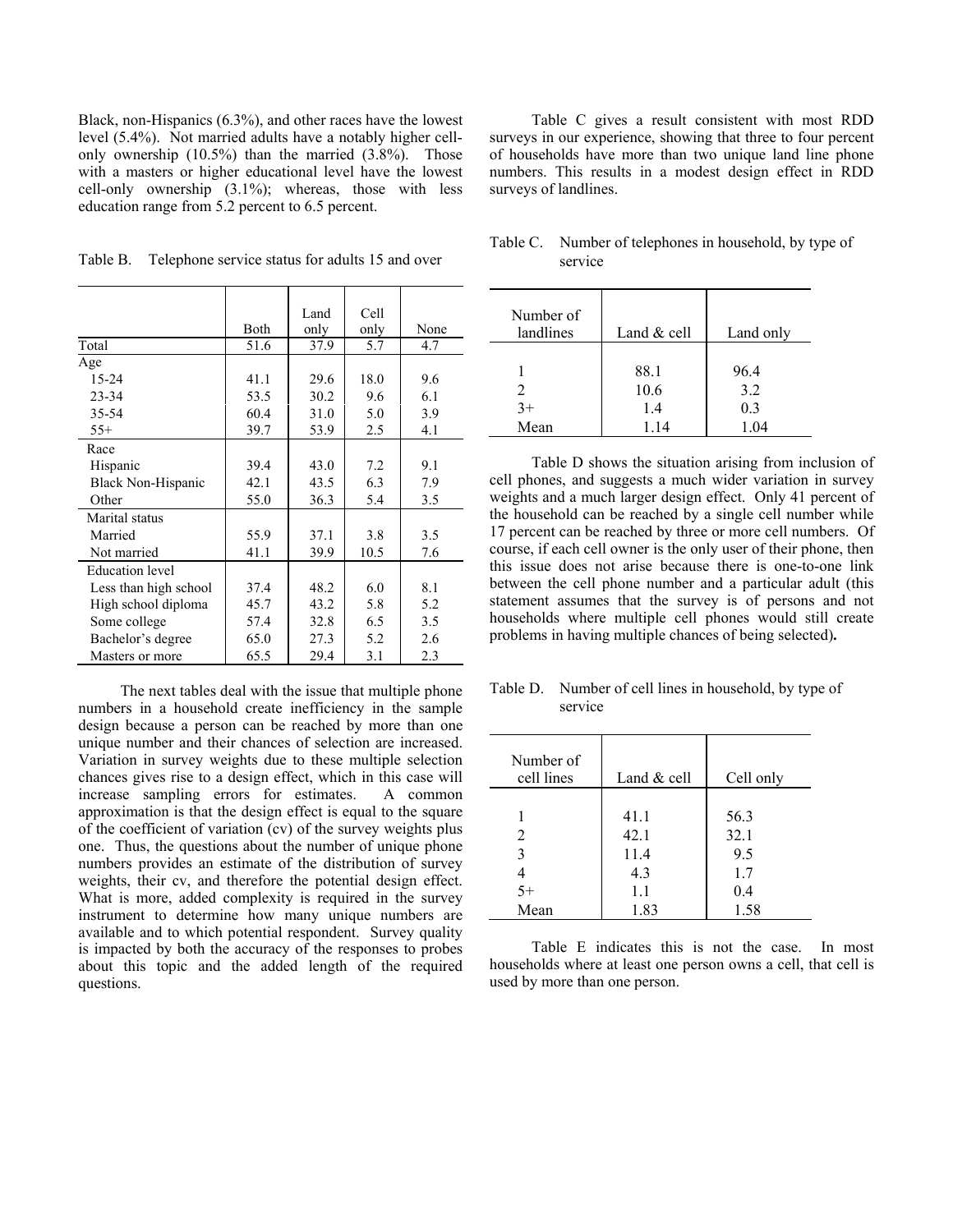Black, non-Hispanics (6.3%), and other races have the lowest level (5.4%). Not married adults have a notably higher cell-only ownership (10.5%) than the married (3.8%). Those with a masters or higher educational level have the lowest cell-only ownership (3.1%); whereas, those with less education range from 5.2 percent to 6.5 percent.

Table B. Telephone service status for adults 15 and over

| | Both | Land only | Cell only | None |
|---|---|---|---|---|
| Total | 51.6 | 37.9 | 5.7 | 4.7 |
| Age | | | | |
| 15-24 | 41.1 | 29.6 | 18.0 | 9.6 |
| 23-34 | 53.5 | 30.2 | 9.6 | 6.1 |
| 35-54 | 60.4 | 31.0 | 5.0 | 3.9 |
| 55+ | 39.7 | 53.9 | 2.5 | 4.1 |
| Race | | | | |
| Hispanic | 39.4 | 43.0 | 7.2 | 9.1 |
| Black Non-Hispanic | 42.1 | 43.5 | 6.3 | 7.9 |
| Other | 55.0 | 36.3 | 5.4 | 3.5 |
| Marital status | | | | |
| Married | 55.9 | 37.1 | 3.8 | 3.5 |
| Not married | 41.1 | 39.9 | 10.5 | 7.6 |
| Education level | | | | |
| Less than high school | 37.4 | 48.2 | 6.0 | 8.1 |
| High school diploma | 45.7 | 43.2 | 5.8 | 5.2 |
| Some college | 57.4 | 32.8 | 6.5 | 3.5 |
| Bachelor's degree | 65.0 | 27.3 | 5.2 | 2.6 |
| Masters or more | 65.5 | 29.4 | 3.1 | 2.3 |

The next tables deal with the issue that multiple phone numbers in a household create inefficiency in the sample design because a person can be reached by more than one unique number and their chances of selection are increased. Variation in survey weights due to these multiple selection chances gives rise to a design effect, which in this case will increase sampling errors for estimates. A common approximation is that the design effect is equal to the square of the coefficient of variation (cv) of the survey weights plus one. Thus, the questions about the number of unique phone numbers provides an estimate of the distribution of survey weights, their cv, and therefore the potential design effect. What is more, added complexity is required in the survey instrument to determine how many unique numbers are available and to which potential respondent. Survey quality is impacted by both the accuracy of the responses to probes about this topic and the added length of the required questions.

Table C gives a result consistent with most RDD surveys in our experience, showing that three to four percent of households have more than two unique land line phone numbers. This results in a modest design effect in RDD surveys of landlines.

Table C. Number of telephones in household, by type of service

| Number of landlines | Land & cell | Land only |
|---|---|---|
| 1 | 88.1 | 96.4 |
| 2 | 10.6 | 3.2 |
| 3+ | 1.4 | 0.3 |
| Mean | 1.14 | 1.04 |

Table D shows the situation arising from inclusion of cell phones, and suggests a much wider variation in survey weights and a much larger design effect. Only 41 percent of the household can be reached by a single cell number while 17 percent can be reached by three or more cell numbers. Of course, if each cell owner is the only user of their phone, then this issue does not arise because there is one-to-one link between the cell phone number and a particular adult (this statement assumes that the survey is of persons and not households where multiple cell phones would still create problems in having multiple chances of being selected)**.**

Table D. Number of cell lines in household, by type of service

| Number of cell lines | Land & cell | Cell only |
|---|---|---|
| 1 | 41.1 | 56.3 |
| 2 | 42.1 | 32.1 |
| 3 | 11.4 | 9.5 |
| 4 | 4.3 | 1.7 |
| 5+ | 1.1 | 0.4 |
| Mean | 1.83 | 1.58 |

Table E indicates this is not the case. In most households where at least one person owns a cell, that cell is used by more than one person.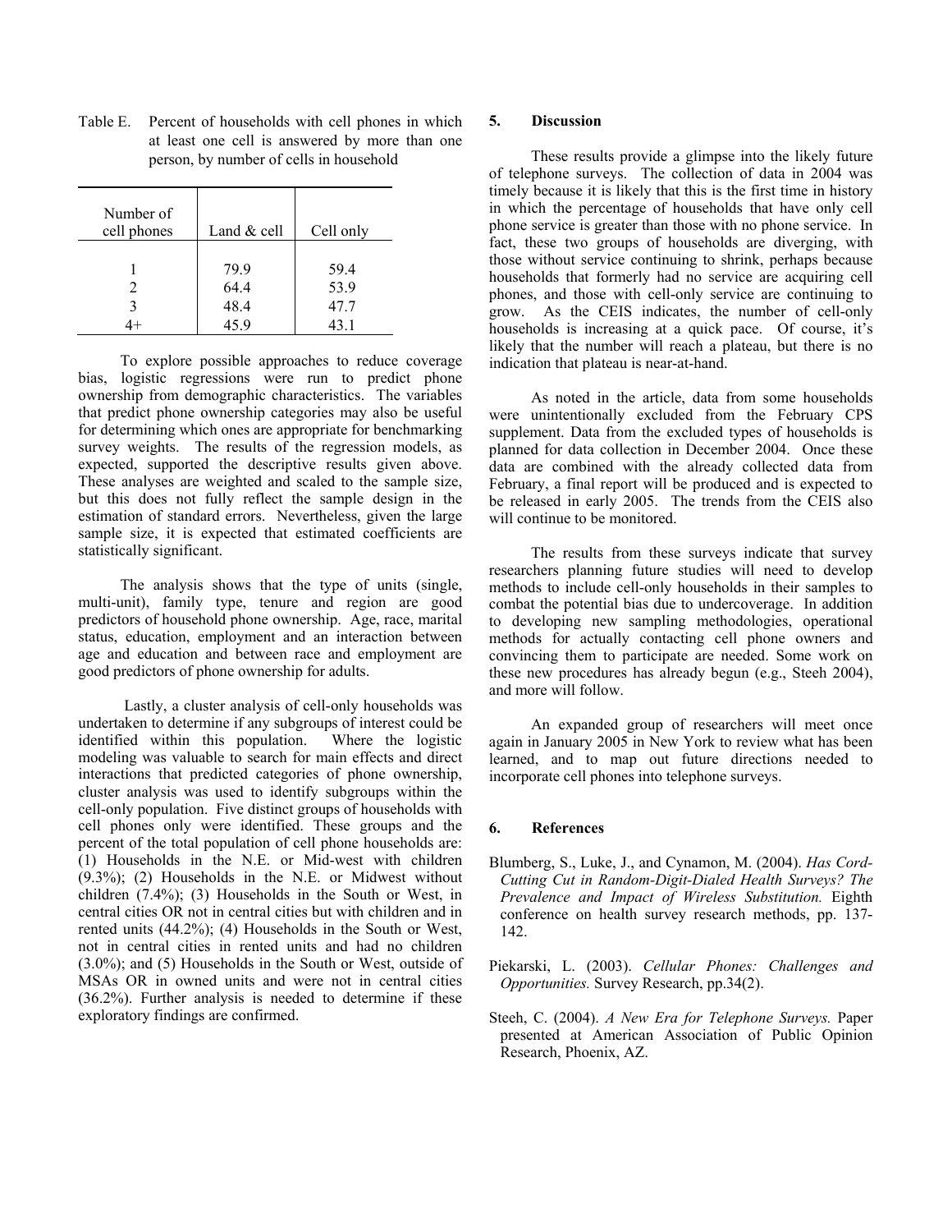Table E. Percent of households with cell phones in which at least one cell is answered by more than one person, by number of cells in household

| Number of cell phones | Land & cell | Cell only |
|---|---|---|
| 1 | 79.9 | 59.4 |
| 2 | 64.4 | 53.9 |
| 3 | 48.4 | 47.7 |
| 4+ | 45.9 | 43.1 |

To explore possible approaches to reduce coverage bias, logistic regressions were run to predict phone ownership from demographic characteristics. The variables that predict phone ownership categories may also be useful for determining which ones are appropriate for benchmarking survey weights. The results of the regression models, as expected, supported the descriptive results given above. These analyses are weighted and scaled to the sample size, but this does not fully reflect the sample design in the estimation of standard errors. Nevertheless, given the large sample size, it is expected that estimated coefficients are statistically significant.

The analysis shows that the type of units (single, multi-unit), family type, tenure and region are good predictors of household phone ownership. Age, race, marital status, education, employment and an interaction between age and education and between race and employment are good predictors of phone ownership for adults.

Lastly, a cluster analysis of cell-only households was undertaken to determine if any subgroups of interest could be identified within this population. Where the logistic modeling was valuable to search for main effects and direct interactions that predicted categories of phone ownership, cluster analysis was used to identify subgroups within the cell-only population. Five distinct groups of households with cell phones only were identified. These groups and the percent of the total population of cell phone households are: (1) Households in the N.E. or Mid-west with children (9.3%); (2) Households in the N.E. or Midwest without children (7.4%); (3) Households in the South or West, in central cities OR not in central cities but with children and in rented units (44.2%); (4) Households in the South or West, not in central cities in rented units and had no children (3.0%); and (5) Households in the South or West, outside of MSAs OR in owned units and were not in central cities (36.2%). Further analysis is needed to determine if these exploratory findings are confirmed.

## 5. Discussion

These results provide a glimpse into the likely future of telephone surveys. The collection of data in 2004 was timely because it is likely that this is the first time in history in which the percentage of households that have only cell phone service is greater than those with no phone service. In fact, these two groups of households are diverging, with those without service continuing to shrink, perhaps because households that formerly had no service are acquiring cell phones, and those with cell-only service are continuing to grow. As the CEIS indicates, the number of cell-only households is increasing at a quick pace. Of course, it's likely that the number will reach a plateau, but there is no indication that plateau is near-at-hand.

As noted in the article, data from some households were unintentionally excluded from the February CPS supplement. Data from the excluded types of households is planned for data collection in December 2004. Once these data are combined with the already collected data from February, a final report will be produced and is expected to be released in early 2005. The trends from the CEIS also will continue to be monitored.

The results from these surveys indicate that survey researchers planning future studies will need to develop methods to include cell-only households in their samples to combat the potential bias due to undercoverage. In addition to developing new sampling methodologies, operational methods for actually contacting cell phone owners and convincing them to participate are needed. Some work on these new procedures has already begun (e.g., Steeh 2004), and more will follow.

An expanded group of researchers will meet once again in January 2005 in New York to review what has been learned, and to map out future directions needed to incorporate cell phones into telephone surveys.

## 6. References

Blumberg, S., Luke, J., and Cynamon, M. (2004). *Has Cord-Cutting Cut in Random-Digit-Dialed Health Surveys? The Prevalence and Impact of Wireless Substitution.* Eighth conference on health survey research methods, pp. 137-142.

Piekarski, L. (2003). *Cellular Phones: Challenges and Opportunities.* Survey Research, pp.34(2).

Steeh, C. (2004). *A New Era for Telephone Surveys.* Paper presented at American Association of Public Opinion Research, Phoenix, AZ.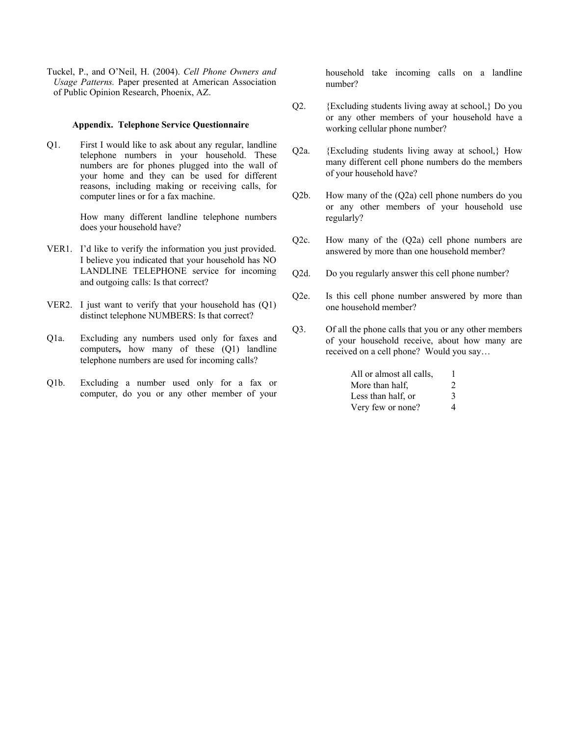Tuckel, P., and O'Neil, H. (2004). *Cell Phone Owners and Usage Patterns.* Paper presented at American Association of Public Opinion Research, Phoenix, AZ.

## Appendix. Telephone Service Questionnaire

Q1. First I would like to ask about any regular, landline telephone numbers in your household. These numbers are for phones plugged into the wall of your home and they can be used for different reasons, including making or receiving calls, for computer lines or for a fax machine.

How many different landline telephone numbers does your household have?

VER1. I'd like to verify the information you just provided. I believe you indicated that your household has NO LANDLINE TELEPHONE service for incoming and outgoing calls: Is that correct?

VER2. I just want to verify that your household has (Q1) distinct telephone NUMBERS: Is that correct?

Q1a. Excluding any numbers used only for faxes and computers**,** how many of these (Q1) landline telephone numbers are used for incoming calls?

Q1b. Excluding a number used only for a fax or computer, do you or any other member of your household take incoming calls on a landline number?

Q2. {Excluding students living away at school,} Do you or any other members of your household have a working cellular phone number?

Q2a. {Excluding students living away at school,} How many different cell phone numbers do the members of your household have?

Q2b. How many of the (Q2a) cell phone numbers do you or any other members of your household use regularly?

Q2c. How many of the (Q2a) cell phone numbers are answered by more than one household member?

Q2d. Do you regularly answer this cell phone number?

Q2e. Is this cell phone number answered by more than one household member?

Q3. Of all the phone calls that you or any other members of your household receive, about how many are received on a cell phone? Would you say…

| | |
|---|---|
| All or almost all calls, | 1 |
| More than half, | 2 |
| Less than half, or | 3 |
| Very few or none? | 4 |